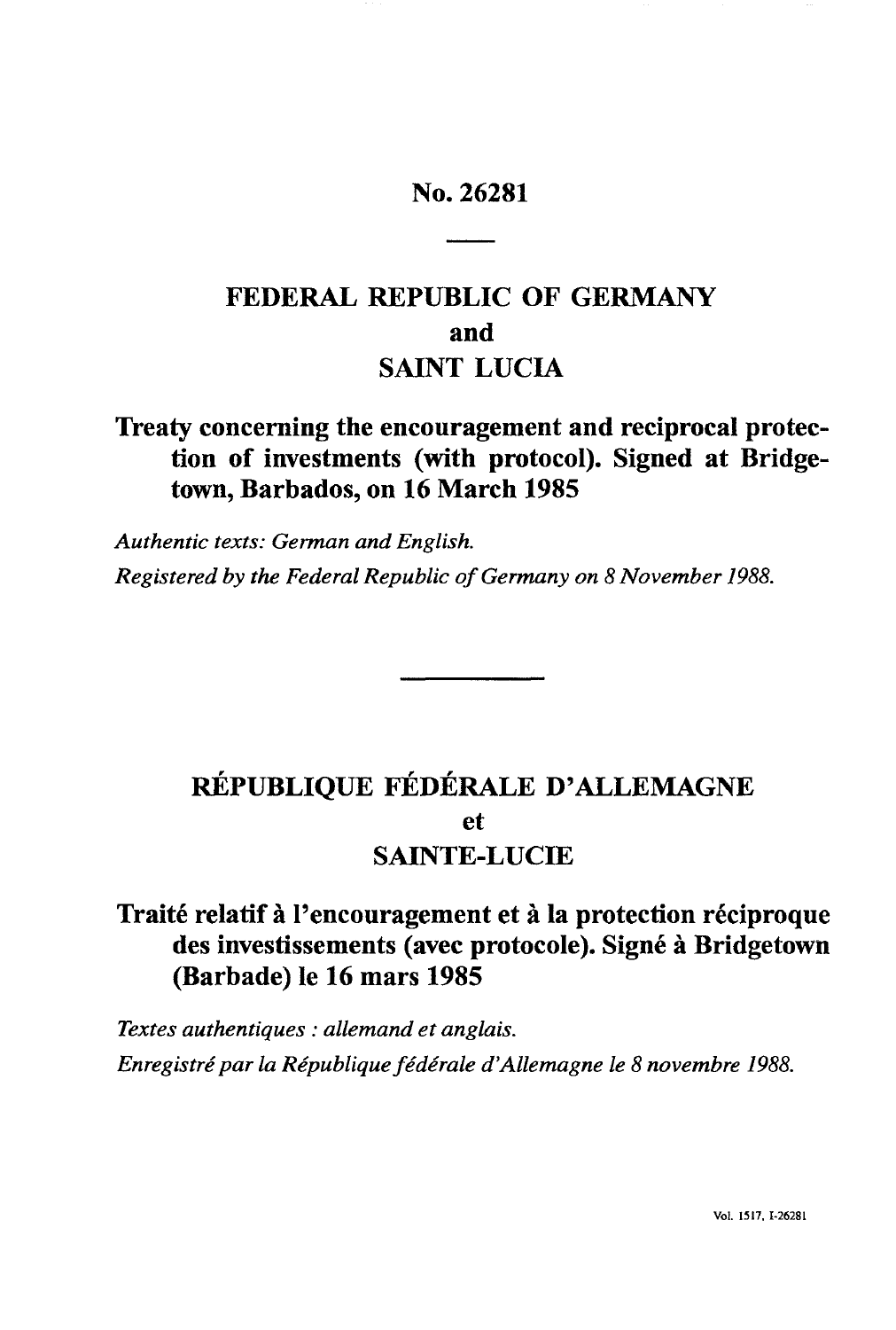# No. 26281

## FEDERAL REPUBLIC OF GERMANY and SAINT LUCIA

## Treaty concerning the encouragement and reciprocal protection of investments (with protocol). Signed at Bridgetown, Barbados, on 16 March 1985

*Authentic texts: German and English.*

*Registered by the Federal Republic of Germany on 8 November 1988.*

---

## RÉPUBLIQUE FÉDÉRALE D'ALLEMAGNE et SAINTE-LUCIE

## Traité relatif à l'encouragement et à la protection réciproque des investissements (avec protocole). Signé à Bridgetown (Barbade) le 16 mars 1985

*Textes authentiques : allemand et anglais.*

*Enregistré par la République fédérale d'Allemagne le 8 novembre 1988.*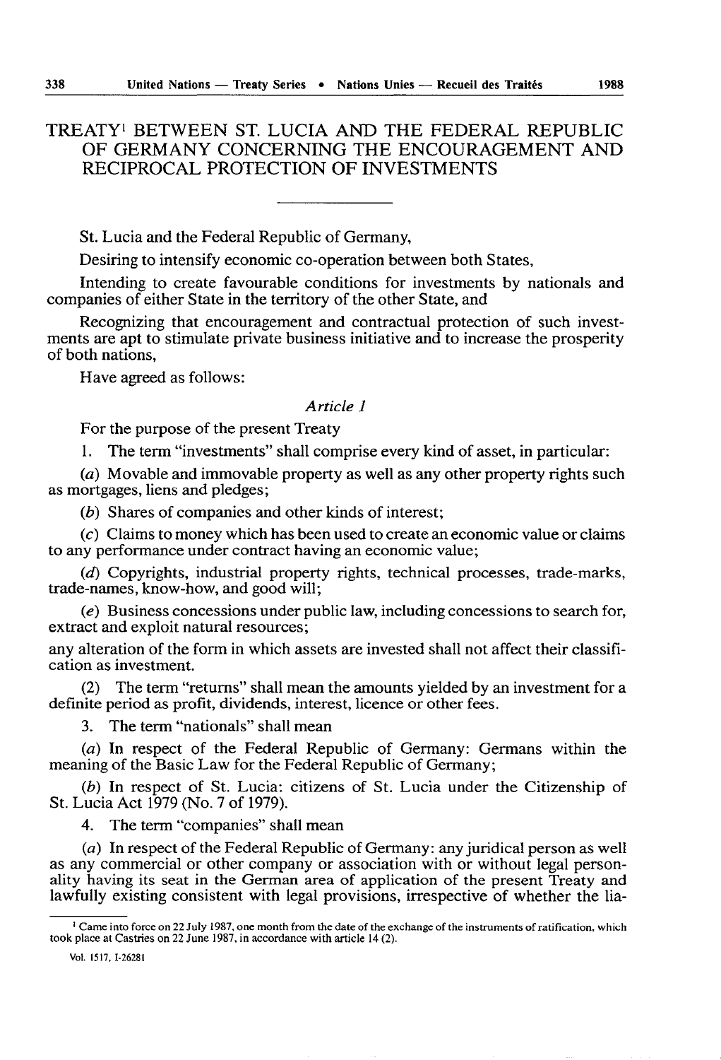# TREATY[1] BETWEEN ST. LUCIA AND THE FEDERAL REPUBLIC OF GERMANY CONCERNING THE ENCOURAGEMENT AND RECIPROCAL PROTECTION OF INVESTMENTS

St. Lucia and the Federal Republic of Germany,

Desiring to intensify economic co-operation between both States,

Intending to create favourable conditions for investments by nationals and companies of either State in the territory of the other State, and

Recognizing that encouragement and contractual protection of such investments are apt to stimulate private business initiative and to increase the prosperity of both nations,

Have agreed as follows:

*Article 1*

For the purpose of the present Treaty

1. The term "investments" shall comprise every kind of asset, in particular:

(*a*) Movable and immovable property as well as any other property rights such as mortgages, liens and pledges;

(*b*) Shares of companies and other kinds of interest;

(*c*) Claims to money which has been used to create an economic value or claims to any performance under contract having an economic value;

(*d*) Copyrights, industrial property rights, technical processes, trade-marks, trade-names, know-how, and good will;

(*e*) Business concessions under public law, including concessions to search for, extract and exploit natural resources;

any alteration of the form in which assets are invested shall not affect their classification as investment.

(2) The term "returns" shall mean the amounts yielded by an investment for a definite period as profit, dividends, interest, licence or other fees.

3. The term "nationals" shall mean

(*a*) In respect of the Federal Republic of Germany: Germans within the meaning of the Basic Law for the Federal Republic of Germany;

(*b*) In respect of St. Lucia: citizens of St. Lucia under the Citizenship of St. Lucia Act 1979 (No. 7 of 1979).

4. The term "companies" shall mean

(*a*) In respect of the Federal Republic of Germany: any juridical person as well as any commercial or other company or association with or without legal personality having its seat in the German area of application of the present Treaty and lawfully existing consistent with legal provisions, irrespective of whether the lia-

[1] Came into force on 22 July 1987, one month from the date of the exchange of the instruments of ratification, which took place at Castries on 22 June 1987, in accordance with article 14 (2).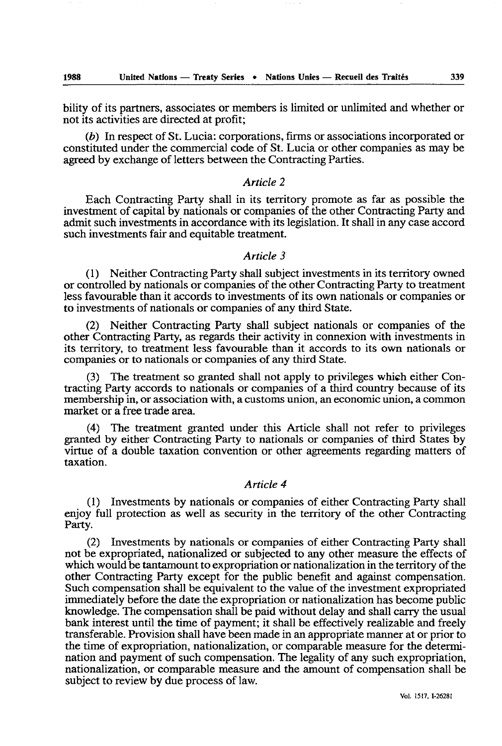bility of its partners, associates or members is limited or unlimited and whether or not its activities are directed at profit;

(*b*) In respect of St. Lucia: corporations, firms or associations incorporated or constituted under the commercial code of St. Lucia or other companies as may be agreed by exchange of letters between the Contracting Parties.

### *Article 2*

Each Contracting Party shall in its territory promote as far as possible the investment of capital by nationals or companies of the other Contracting Party and admit such investments in accordance with its legislation. It shall in any case accord such investments fair and equitable treatment.

### *Article 3*

(1) Neither Contracting Party shall subject investments in its territory owned or controlled by nationals or companies of the other Contracting Party to treatment less favourable than it accords to investments of its own nationals or companies or to investments of nationals or companies of any third State.

(2) Neither Contracting Party shall subject nationals or companies of the other Contracting Party, as regards their activity in connexion with investments in its territory, to treatment less favourable than it accords to its own nationals or companies or to nationals or companies of any third State.

(3) The treatment so granted shall not apply to privileges which either Contracting Party accords to nationals or companies of a third country because of its membership in, or association with, a customs union, an economic union, a common market or a free trade area.

(4) The treatment granted under this Article shall not refer to privileges granted by either Contracting Party to nationals or companies of third States by virtue of a double taxation convention or other agreements regarding matters of taxation.

### *Article 4*

(1) Investments by nationals or companies of either Contracting Party shall enjoy full protection as well as security in the territory of the other Contracting Party.

(2) Investments by nationals or companies of either Contracting Party shall not be expropriated, nationalized or subjected to any other measure the effects of which would be tantamount to expropriation or nationalization in the territory of the other Contracting Party except for the public benefit and against compensation. Such compensation shall be equivalent to the value of the investment expropriated immediately before the date the expropriation or nationalization has become public knowledge. The compensation shall be paid without delay and shall carry the usual bank interest until the time of payment; it shall be effectively realizable and freely transferable. Provision shall have been made in an appropriate manner at or prior to the time of expropriation, nationalization, or comparable measure for the determination and payment of such compensation. The legality of any such expropriation, nationalization, or comparable measure and the amount of compensation shall be subject to review by due process of law.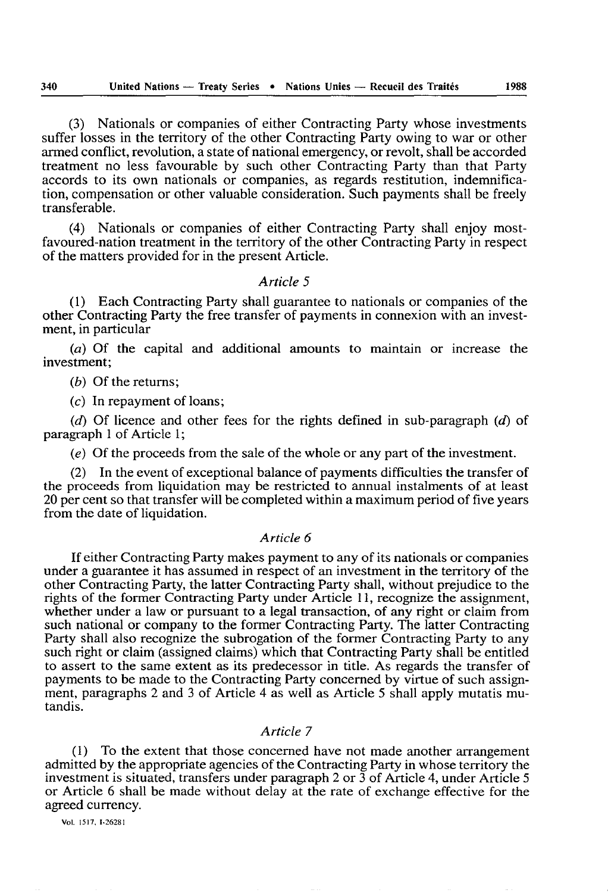(3) Nationals or companies of either Contracting Party whose investments suffer losses in the territory of the other Contracting Party owing to war or other armed conflict, revolution, a state of national emergency, or revolt, shall be accorded treatment no less favourable by such other Contracting Party than that Party accords to its own nationals or companies, as regards restitution, indemnification, compensation or other valuable consideration. Such payments shall be freely transferable.

(4) Nationals or companies of either Contracting Party shall enjoy most-favoured-nation treatment in the territory of the other Contracting Party in respect of the matters provided for in the present Article.

### *Article 5*

(1) Each Contracting Party shall guarantee to nationals or companies of the other Contracting Party the free transfer of payments in connexion with an investment, in particular

*(a)* Of the capital and additional amounts to maintain or increase the investment;

*(b)* Of the returns;

*(c)* In repayment of loans;

*(d)* Of licence and other fees for the rights defined in sub-paragraph *(d)* of paragraph 1 of Article 1;

*(e)* Of the proceeds from the sale of the whole or any part of the investment.

(2) In the event of exceptional balance of payments difficulties the transfer of the proceeds from liquidation may be restricted to annual instalments of at least 20 per cent so that transfer will be completed within a maximum period of five years from the date of liquidation.

### *Article 6*

If either Contracting Party makes payment to any of its nationals or companies under a guarantee it has assumed in respect of an investment in the territory of the other Contracting Party, the latter Contracting Party shall, without prejudice to the rights of the former Contracting Party under Article 11, recognize the assignment, whether under a law or pursuant to a legal transaction, of any right or claim from such national or company to the former Contracting Party. The latter Contracting Party shall also recognize the subrogation of the former Contracting Party to any such right or claim (assigned claims) which that Contracting Party shall be entitled to assert to the same extent as its predecessor in title. As regards the transfer of payments to be made to the Contracting Party concerned by virtue of such assignment, paragraphs 2 and 3 of Article 4 as well as Article 5 shall apply mutatis mutandis.

### *Article 7*

(1) To the extent that those concerned have not made another arrangement admitted by the appropriate agencies of the Contracting Party in whose territory the investment is situated, transfers under paragraph 2 or 3 of Article 4, under Article 5 or Article 6 shall be made without delay at the rate of exchange effective for the agreed currency.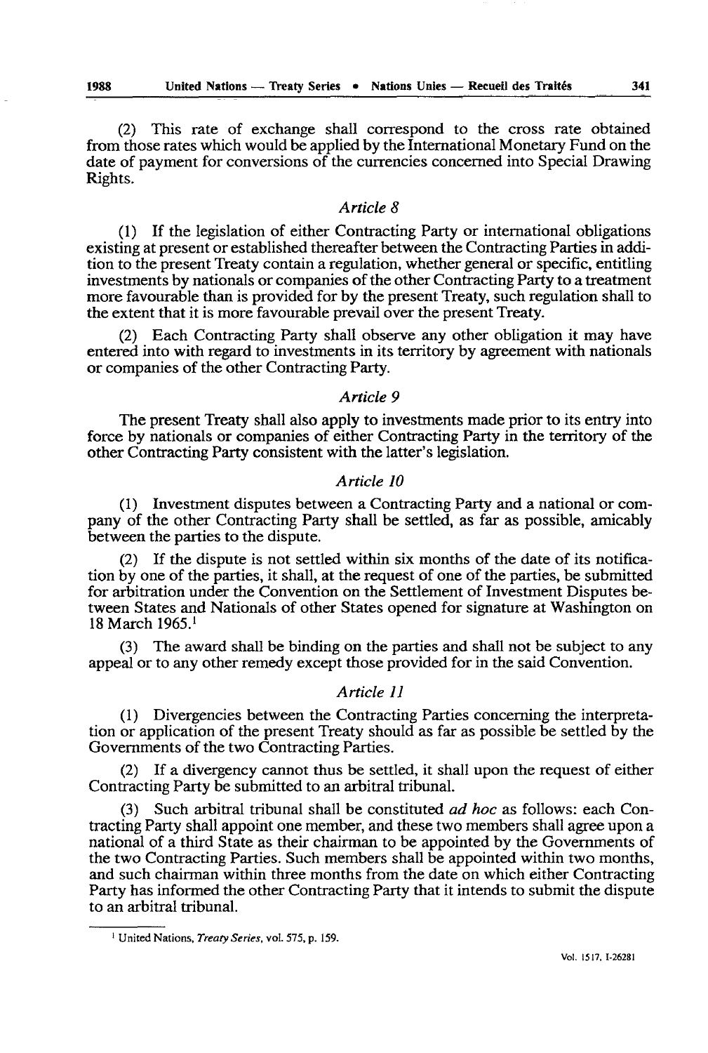(2) This rate of exchange shall correspond to the cross rate obtained from those rates which would be applied by the International Monetary Fund on the date of payment for conversions of the currencies concerned into Special Drawing Rights.

### *Article 8*

(1) If the legislation of either Contracting Party or international obligations existing at present or established thereafter between the Contracting Parties in addition to the present Treaty contain a regulation, whether general or specific, entitling investments by nationals or companies of the other Contracting Party to a treatment more favourable than is provided for by the present Treaty, such regulation shall to the extent that it is more favourable prevail over the present Treaty.

(2) Each Contracting Party shall observe any other obligation it may have entered into with regard to investments in its territory by agreement with nationals or companies of the other Contracting Party.

### *Article 9*

The present Treaty shall also apply to investments made prior to its entry into force by nationals or companies of either Contracting Party in the territory of the other Contracting Party consistent with the latter's legislation.

### *Article 10*

(1) Investment disputes between a Contracting Party and a national or company of the other Contracting Party shall be settled, as far as possible, amicably between the parties to the dispute.

(2) If the dispute is not settled within six months of the date of its notification by one of the parties, it shall, at the request of one of the parties, be submitted for arbitration under the Convention on the Settlement of Investment Disputes between States and Nationals of other States opened for signature at Washington on 18 March 1965.[1]

(3) The award shall be binding on the parties and shall not be subject to any appeal or to any other remedy except those provided for in the said Convention.

### *Article 11*

(1) Divergencies between the Contracting Parties concerning the interpretation or application of the present Treaty should as far as possible be settled by the Governments of the two Contracting Parties.

(2) If a divergency cannot thus be settled, it shall upon the request of either Contracting Party be submitted to an arbitral tribunal.

(3) Such arbitral tribunal shall be constituted *ad hoc* as follows: each Contracting Party shall appoint one member, and these two members shall agree upon a national of a third State as their chairman to be appointed by the Governments of the two Contracting Parties. Such members shall be appointed within two months, and such chairman within three months from the date on which either Contracting Party has informed the other Contracting Party that it intends to submit the dispute to an arbitral tribunal.

---

[1] United Nations, *Treaty Series*, vol. 575, p. 159.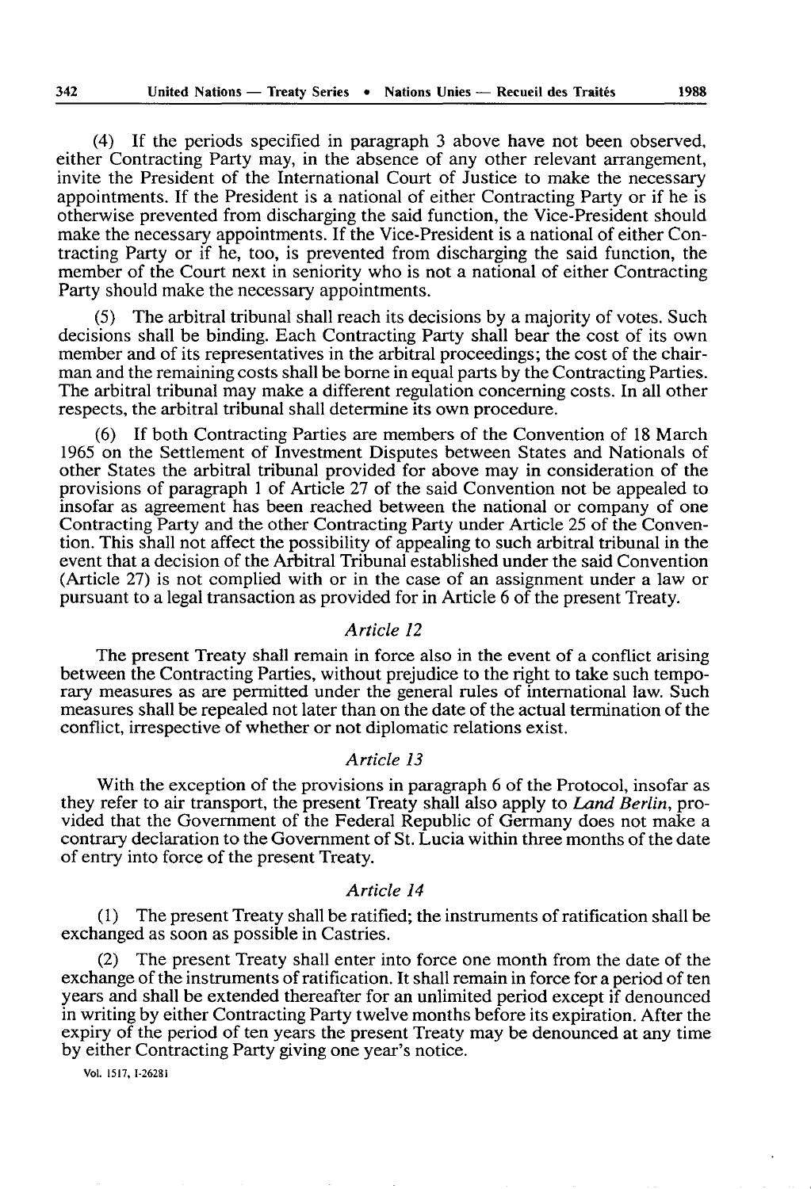(4) If the periods specified in paragraph 3 above have not been observed, either Contracting Party may, in the absence of any other relevant arrangement, invite the President of the International Court of Justice to make the necessary appointments. If the President is a national of either Contracting Party or if he is otherwise prevented from discharging the said function, the Vice-President should make the necessary appointments. If the Vice-President is a national of either Contracting Party or if he, too, is prevented from discharging the said function, the member of the Court next in seniority who is not a national of either Contracting Party should make the necessary appointments.

(5) The arbitral tribunal shall reach its decisions by a majority of votes. Such decisions shall be binding. Each Contracting Party shall bear the cost of its own member and of its representatives in the arbitral proceedings; the cost of the chairman and the remaining costs shall be borne in equal parts by the Contracting Parties. The arbitral tribunal may make a different regulation concerning costs. In all other respects, the arbitral tribunal shall determine its own procedure.

(6) If both Contracting Parties are members of the Convention of 18 March 1965 on the Settlement of Investment Disputes between States and Nationals of other States the arbitral tribunal provided for above may in consideration of the provisions of paragraph 1 of Article 27 of the said Convention not be appealed to insofar as agreement has been reached between the national or company of one Contracting Party and the other Contracting Party under Article 25 of the Convention. This shall not affect the possibility of appealing to such arbitral tribunal in the event that a decision of the Arbitral Tribunal established under the said Convention (Article 27) is not complied with or in the case of an assignment under a law or pursuant to a legal transaction as provided for in Article 6 of the present Treaty.

### *Article 12*

The present Treaty shall remain in force also in the event of a conflict arising between the Contracting Parties, without prejudice to the right to take such temporary measures as are permitted under the general rules of international law. Such measures shall be repealed not later than on the date of the actual termination of the conflict, irrespective of whether or not diplomatic relations exist.

### *Article 13*

With the exception of the provisions in paragraph 6 of the Protocol, insofar as they refer to air transport, the present Treaty shall also apply to *Land Berlin*, provided that the Government of the Federal Republic of Germany does not make a contrary declaration to the Government of St. Lucia within three months of the date of entry into force of the present Treaty.

### *Article 14*

(1) The present Treaty shall be ratified; the instruments of ratification shall be exchanged as soon as possible in Castries.

(2) The present Treaty shall enter into force one month from the date of the exchange of the instruments of ratification. It shall remain in force for a period of ten years and shall be extended thereafter for an unlimited period except if denounced in writing by either Contracting Party twelve months before its expiration. After the expiry of the period of ten years the present Treaty may be denounced at any time by either Contracting Party giving one year's notice.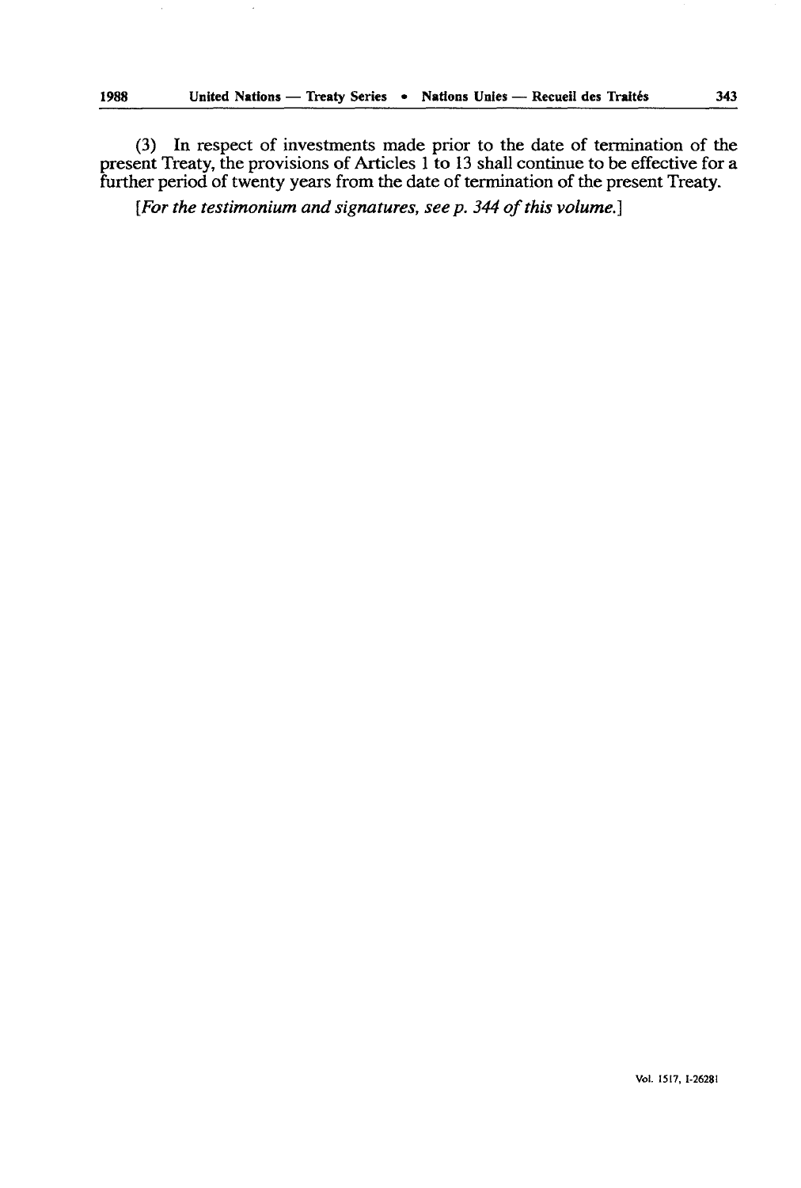(3) In respect of investments made prior to the date of termination of the present Treaty, the provisions of Articles 1 to 13 shall continue to be effective for a further period of twenty years from the date of termination of the present Treaty.

*[For the testimonium and signatures, see p. 344 of this volume.]*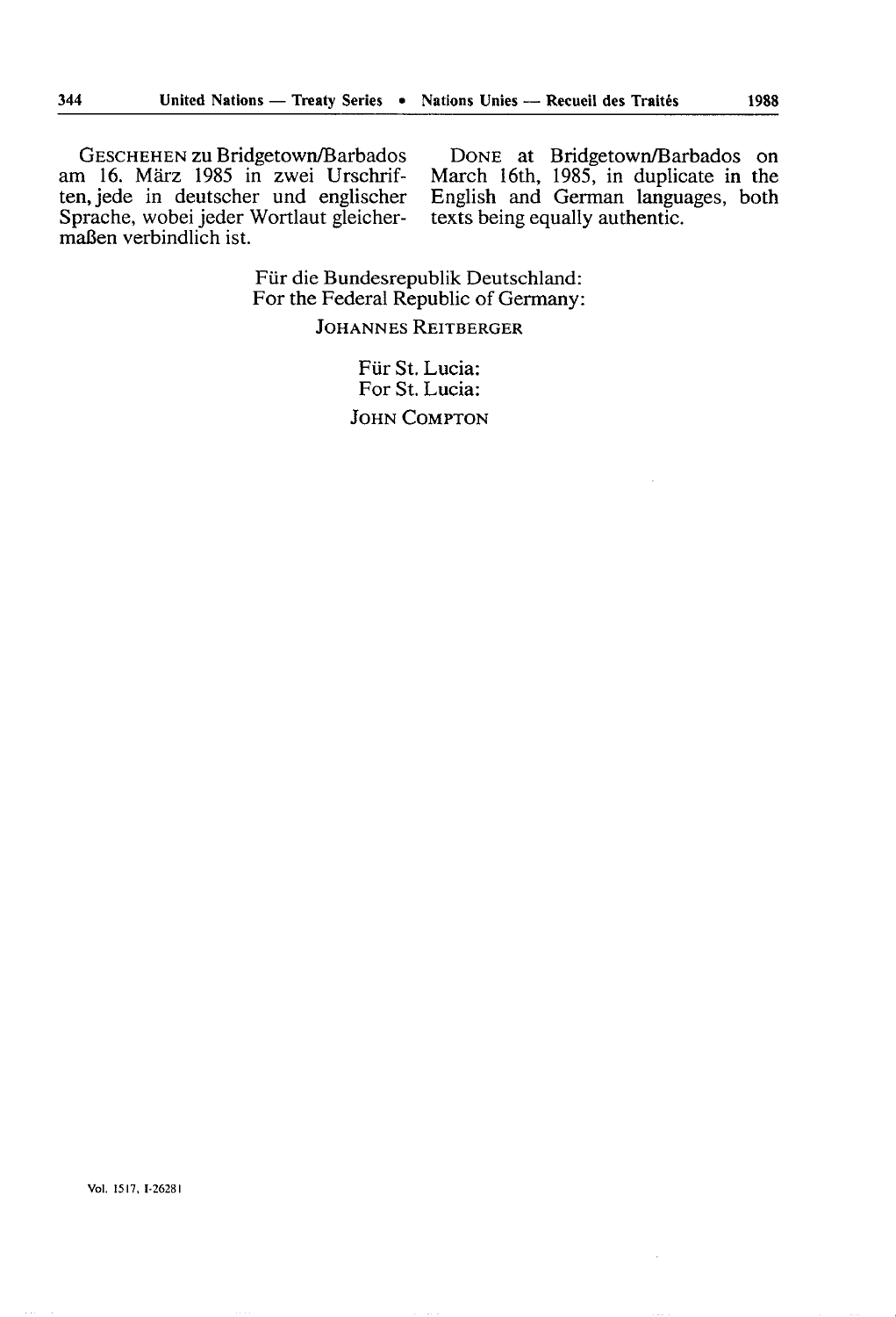GESCHEHEN zu Bridgetown/Barbados am 16. März 1985 in zwei Urschriften, jede in deutscher und englischer Sprache, wobei jeder Wortlaut gleichermaßen verbindlich ist.

DONE at Bridgetown/Barbados on March 16th, 1985, in duplicate in the English and German languages, both texts being equally authentic.

Für die Bundesrepublik Deutschland:
For the Federal Republic of Germany:

JOHANNES REITBERGER

Für St. Lucia:
For St. Lucia:

JOHN COMPTON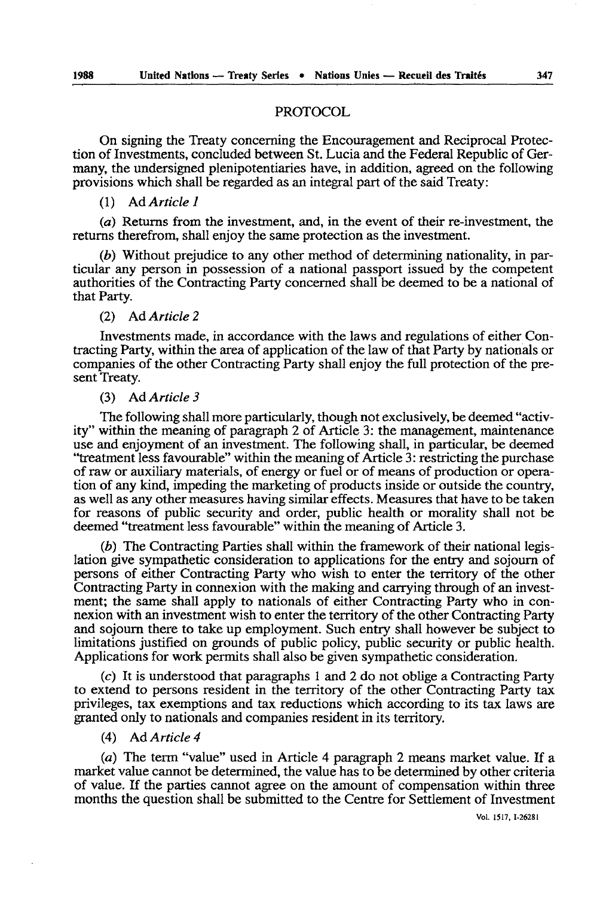## PROTOCOL

On signing the Treaty concerning the Encouragement and Reciprocal Protection of Investments, concluded between St. Lucia and the Federal Republic of Germany, the undersigned plenipotentiaries have, in addition, agreed on the following provisions which shall be regarded as an integral part of the said Treaty:

(1) Ad *Article 1*

(*a*) Returns from the investment, and, in the event of their re-investment, the returns therefrom, shall enjoy the same protection as the investment.

(*b*) Without prejudice to any other method of determining nationality, in particular any person in possession of a national passport issued by the competent authorities of the Contracting Party concerned shall be deemed to be a national of that Party.

(2) Ad *Article 2*

Investments made, in accordance with the laws and regulations of either Contracting Party, within the area of application of the law of that Party by nationals or companies of the other Contracting Party shall enjoy the full protection of the present Treaty.

(3) Ad *Article 3*

The following shall more particularly, though not exclusively, be deemed "activity" within the meaning of paragraph 2 of Article 3: the management, maintenance use and enjoyment of an investment. The following shall, in particular, be deemed "treatment less favourable" within the meaning of Article 3: restricting the purchase of raw or auxiliary materials, of energy or fuel or of means of production or operation of any kind, impeding the marketing of products inside or outside the country, as well as any other measures having similar effects. Measures that have to be taken for reasons of public security and order, public health or morality shall not be deemed "treatment less favourable" within the meaning of Article 3.

(*b*) The Contracting Parties shall within the framework of their national legislation give sympathetic consideration to applications for the entry and sojourn of persons of either Contracting Party who wish to enter the territory of the other Contracting Party in connexion with the making and carrying through of an investment; the same shall apply to nationals of either Contracting Party who in connexion with an investment wish to enter the territory of the other Contracting Party and sojourn there to take up employment. Such entry shall however be subject to limitations justified on grounds of public policy, public security or public health. Applications for work permits shall also be given sympathetic consideration.

(*c*) It is understood that paragraphs 1 and 2 do not oblige a Contracting Party to extend to persons resident in the territory of the other Contracting Party tax privileges, tax exemptions and tax reductions which according to its tax laws are granted only to nationals and companies resident in its territory.

(4) Ad *Article 4*

(*a*) The term "value" used in Article 4 paragraph 2 means market value. If a market value cannot be determined, the value has to be determined by other criteria of value. If the parties cannot agree on the amount of compensation within three months the question shall be submitted to the Centre for Settlement of Investment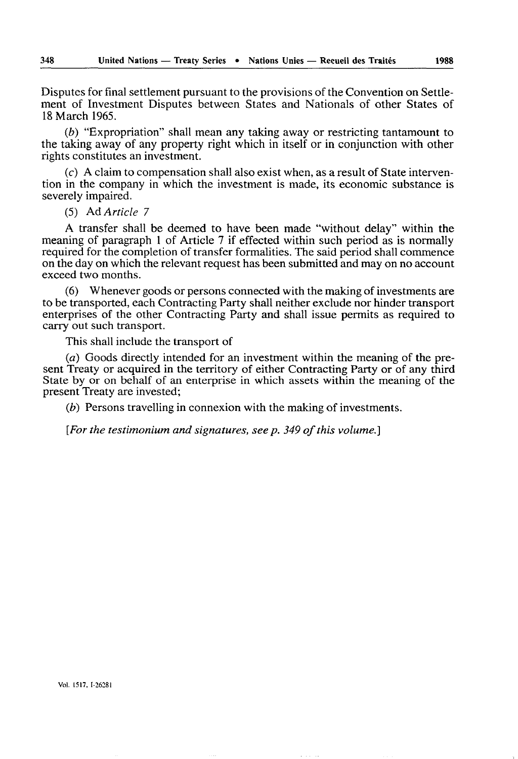Disputes for final settlement pursuant to the provisions of the Convention on Settlement of Investment Disputes between States and Nationals of other States of 18 March 1965.

(*b*) "Expropriation" shall mean any taking away or restricting tantamount to the taking away of any property right which in itself or in conjunction with other rights constitutes an investment.

(*c*) A claim to compensation shall also exist when, as a result of State intervention in the company in which the investment is made, its economic substance is severely impaired.

(5) Ad *Article 7*

A transfer shall be deemed to have been made "without delay" within the meaning of paragraph 1 of Article 7 if effected within such period as is normally required for the completion of transfer formalities. The said period shall commence on the day on which the relevant request has been submitted and may on no account exceed two months.

(6) Whenever goods or persons connected with the making of investments are to be transported, each Contracting Party shall neither exclude nor hinder transport enterprises of the other Contracting Party and shall issue permits as required to carry out such transport.

This shall include the transport of

(*a*) Goods directly intended for an investment within the meaning of the present Treaty or acquired in the territory of either Contracting Party or of any third State by or on behalf of an enterprise in which assets within the meaning of the present Treaty are invested;

(*b*) Persons travelling in connexion with the making of investments.

[*For the testimonium and signatures, see p. 349 of this volume.*]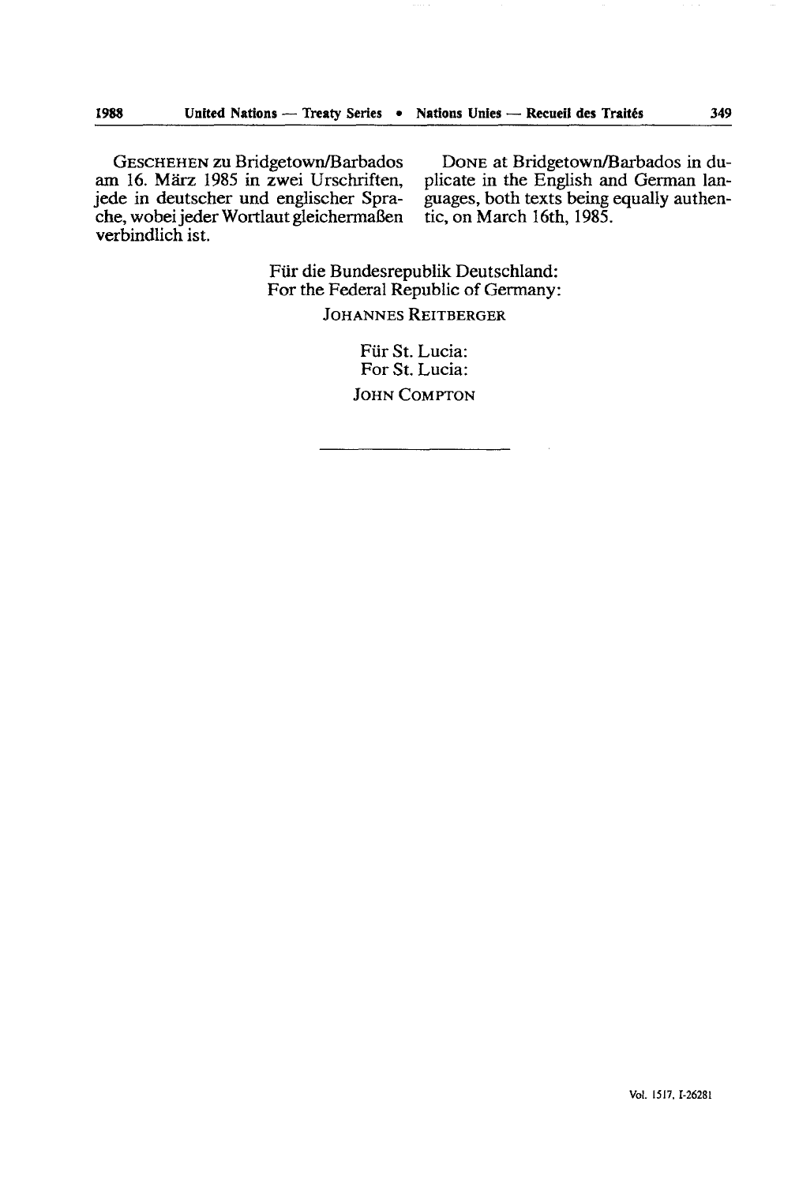GESCHEHEN zu Bridgetown/Barbados am 16. März 1985 in zwei Urschriften, jede in deutscher und englischer Sprache, wobei jeder Wortlaut gleichermaßen verbindlich ist.

DONE at Bridgetown/Barbados in duplicate in the English and German languages, both texts being equally authentic, on March 16th, 1985.

Für die Bundesrepublik Deutschland:
For the Federal Republic of Germany:

JOHANNES REITBERGER

Für St. Lucia:
For St. Lucia:

JOHN COMPTON

---